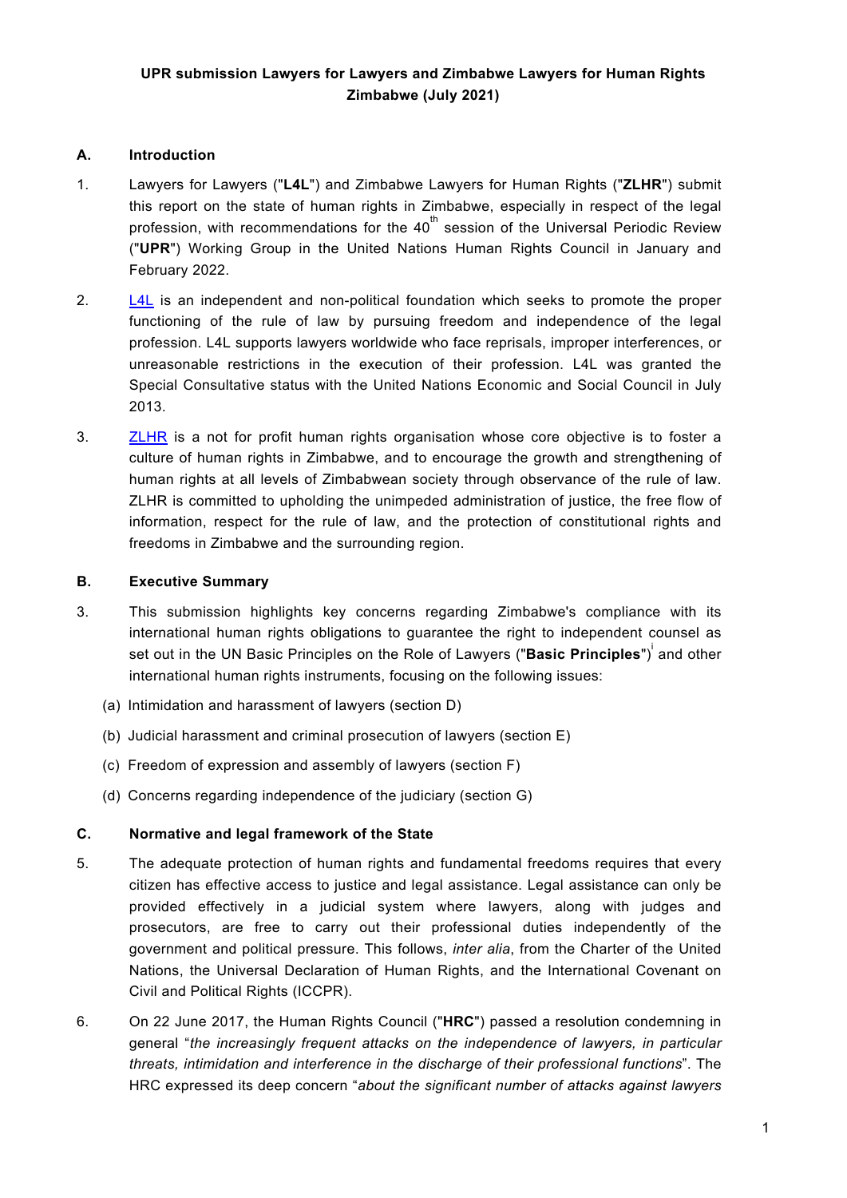# UPR submission Lawyers for Lawyers and Zimbabwe Lawyers for Human Rights Zimbabwe (July 2021)

## A. Introduction

1. Lawyers for Lawyers ("**L4L**") and Zimbabwe Lawyers for Human Rights ("**ZLHR**") submit this report on the state of human rights in Zimbabwe, especially in respect of the legal profession, with recommendations for the 40th session of the Universal Periodic Review ("**UPR**") Working Group in the United Nations Human Rights Council in January and February 2022.

2. L4L is an independent and non-political foundation which seeks to promote the proper functioning of the rule of law by pursuing freedom and independence of the legal profession. L4L supports lawyers worldwide who face reprisals, improper interferences, or unreasonable restrictions in the execution of their profession. L4L was granted the Special Consultative status with the United Nations Economic and Social Council in July 2013.

3. ZLHR is a not for profit human rights organisation whose core objective is to foster a culture of human rights in Zimbabwe, and to encourage the growth and strengthening of human rights at all levels of Zimbabwean society through observance of the rule of law. ZLHR is committed to upholding the unimpeded administration of justice, the free flow of information, respect for the rule of law, and the protection of constitutional rights and freedoms in Zimbabwe and the surrounding region.

## B. Executive Summary

3. This submission highlights key concerns regarding Zimbabwe's compliance with its international human rights obligations to guarantee the right to independent counsel as set out in the UN Basic Principles on the Role of Lawyers ("**Basic Principles**")[i] and other international human rights instruments, focusing on the following issues:

   (a) Intimidation and harassment of lawyers (section D)

   (b) Judicial harassment and criminal prosecution of lawyers (section E)

   (c) Freedom of expression and assembly of lawyers (section F)

   (d) Concerns regarding independence of the judiciary (section G)

## C. Normative and legal framework of the State

5. The adequate protection of human rights and fundamental freedoms requires that every citizen has effective access to justice and legal assistance. Legal assistance can only be provided effectively in a judicial system where lawyers, along with judges and prosecutors, are free to carry out their professional duties independently of the government and political pressure. This follows, *inter alia*, from the Charter of the United Nations, the Universal Declaration of Human Rights, and the International Covenant on Civil and Political Rights (ICCPR).

6. On 22 June 2017, the Human Rights Council ("**HRC**") passed a resolution condemning in general "*the increasingly frequent attacks on the independence of lawyers, in particular threats, intimidation and interference in the discharge of their professional functions*". The HRC expressed its deep concern "*about the significant number of attacks against lawyers*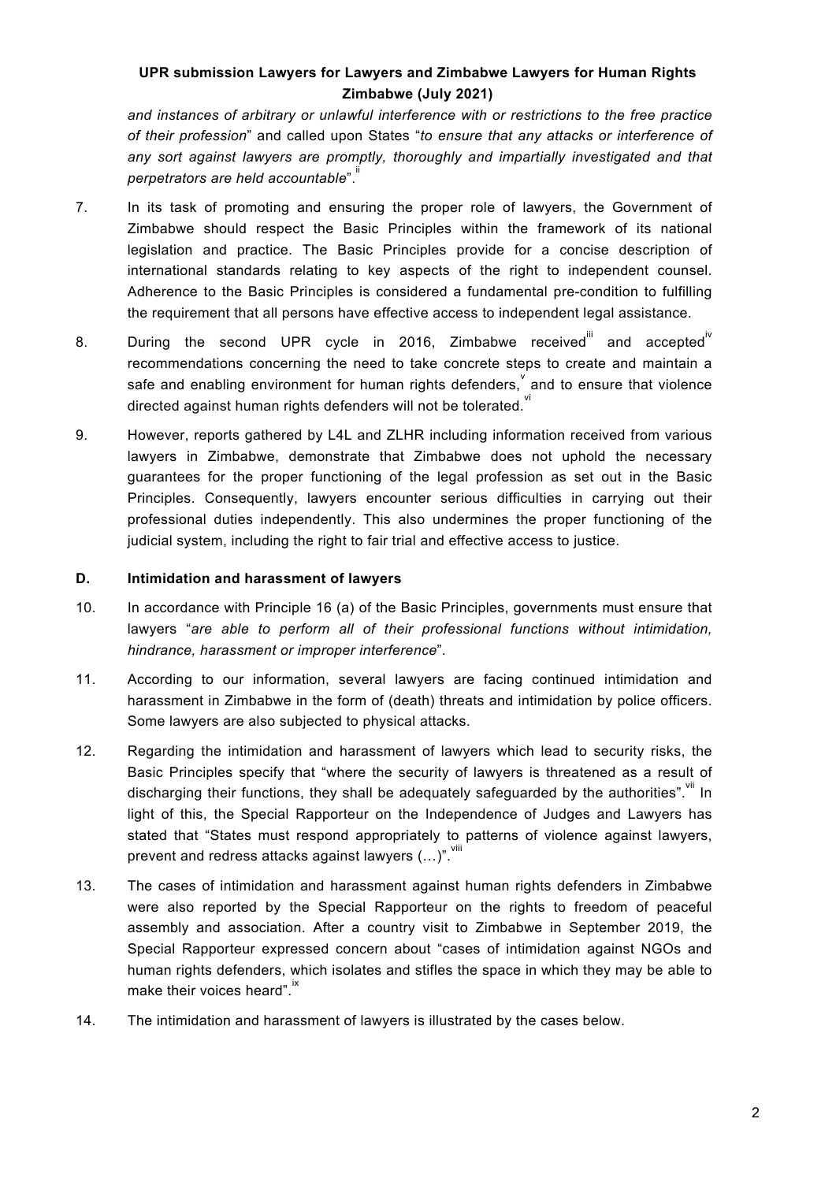*and instances of arbitrary or unlawful interference with or restrictions to the free practice of their profession*" and called upon States "*to ensure that any attacks or interference of any sort against lawyers are promptly, thoroughly and impartially investigated and that perpetrators are held accountable*".[ii]

7. In its task of promoting and ensuring the proper role of lawyers, the Government of Zimbabwe should respect the Basic Principles within the framework of its national legislation and practice. The Basic Principles provide for a concise description of international standards relating to key aspects of the right to independent counsel. Adherence to the Basic Principles is considered a fundamental pre-condition to fulfilling the requirement that all persons have effective access to independent legal assistance.

8. During the second UPR cycle in 2016, Zimbabwe received[iii] and accepted[iv] recommendations concerning the need to take concrete steps to create and maintain a safe and enabling environment for human rights defenders,[v] and to ensure that violence directed against human rights defenders will not be tolerated.[vi]

9. However, reports gathered by L4L and ZLHR including information received from various lawyers in Zimbabwe, demonstrate that Zimbabwe does not uphold the necessary guarantees for the proper functioning of the legal profession as set out in the Basic Principles. Consequently, lawyers encounter serious difficulties in carrying out their professional duties independently. This also undermines the proper functioning of the judicial system, including the right to fair trial and effective access to justice.

## D. Intimidation and harassment of lawyers

10. In accordance with Principle 16 (a) of the Basic Principles, governments must ensure that lawyers "*are able to perform all of their professional functions without intimidation, hindrance, harassment or improper interference*".

11. According to our information, several lawyers are facing continued intimidation and harassment in Zimbabwe in the form of (death) threats and intimidation by police officers. Some lawyers are also subjected to physical attacks.

12. Regarding the intimidation and harassment of lawyers which lead to security risks, the Basic Principles specify that "where the security of lawyers is threatened as a result of discharging their functions, they shall be adequately safeguarded by the authorities".[vii] In light of this, the Special Rapporteur on the Independence of Judges and Lawyers has stated that "States must respond appropriately to patterns of violence against lawyers, prevent and redress attacks against lawyers (…)".[viii]

13. The cases of intimidation and harassment against human rights defenders in Zimbabwe were also reported by the Special Rapporteur on the rights to freedom of peaceful assembly and association. After a country visit to Zimbabwe in September 2019, the Special Rapporteur expressed concern about "cases of intimidation against NGOs and human rights defenders, which isolates and stifles the space in which they may be able to make their voices heard".[ix]

14. The intimidation and harassment of lawyers is illustrated by the cases below.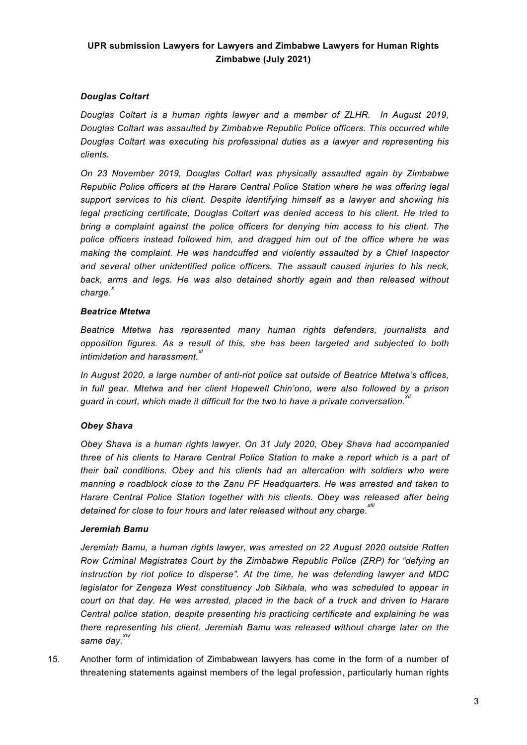### *Douglas Coltart*

*Douglas Coltart is a human rights lawyer and a member of ZLHR. In August 2019, Douglas Coltart was assaulted by Zimbabwe Republic Police officers. This occurred while Douglas Coltart was executing his professional duties as a lawyer and representing his clients.*

*On 23 November 2019, Douglas Coltart was physically assaulted again by Zimbabwe Republic Police officers at the Harare Central Police Station where he was offering legal support services to his client. Despite identifying himself as a lawyer and showing his legal practicing certificate, Douglas Coltart was denied access to his client. He tried to bring a complaint against the police officers for denying him access to his client. The police officers instead followed him, and dragged him out of the office where he was making the complaint. He was handcuffed and violently assaulted by a Chief Inspector and several other unidentified police officers. The assault caused injuries to his neck, back, arms and legs. He was also detained shortly again and then released without charge.*[x]

### *Beatrice Mtetwa*

*Beatrice Mtetwa has represented many human rights defenders, journalists and opposition figures. As a result of this, she has been targeted and subjected to both intimidation and harassment.*[xi]

*In August 2020, a large number of anti-riot police sat outside of Beatrice Mtetwa's offices, in full gear. Mtetwa and her client Hopewell Chin'ono, were also followed by a prison guard in court, which made it difficult for the two to have a private conversation.*[xii]

### *Obey Shava*

*Obey Shava is a human rights lawyer. On 31 July 2020, Obey Shava had accompanied three of his clients to Harare Central Police Station to make a report which is a part of their bail conditions. Obey and his clients had an altercation with soldiers who were manning a roadblock close to the Zanu PF Headquarters. He was arrested and taken to Harare Central Police Station together with his clients. Obey was released after being detained for close to four hours and later released without any charge.*[xiii]

### *Jeremiah Bamu*

*Jeremiah Bamu, a human rights lawyer, was arrested on 22 August 2020 outside Rotten Row Criminal Magistrates Court by the Zimbabwe Republic Police (ZRP) for "defying an instruction by riot police to disperse". At the time, he was defending lawyer and MDC legislator for Zengeza West constituency Job Sikhala, who was scheduled to appear in court on that day. He was arrested, placed in the back of a truck and driven to Harare Central police station, despite presenting his practicing certificate and explaining he was there representing his client. Jeremiah Bamu was released without charge later on the same day.*[xiv]

15. Another form of intimidation of Zimbabwean lawyers has come in the form of a number of threatening statements against members of the legal profession, particularly human rights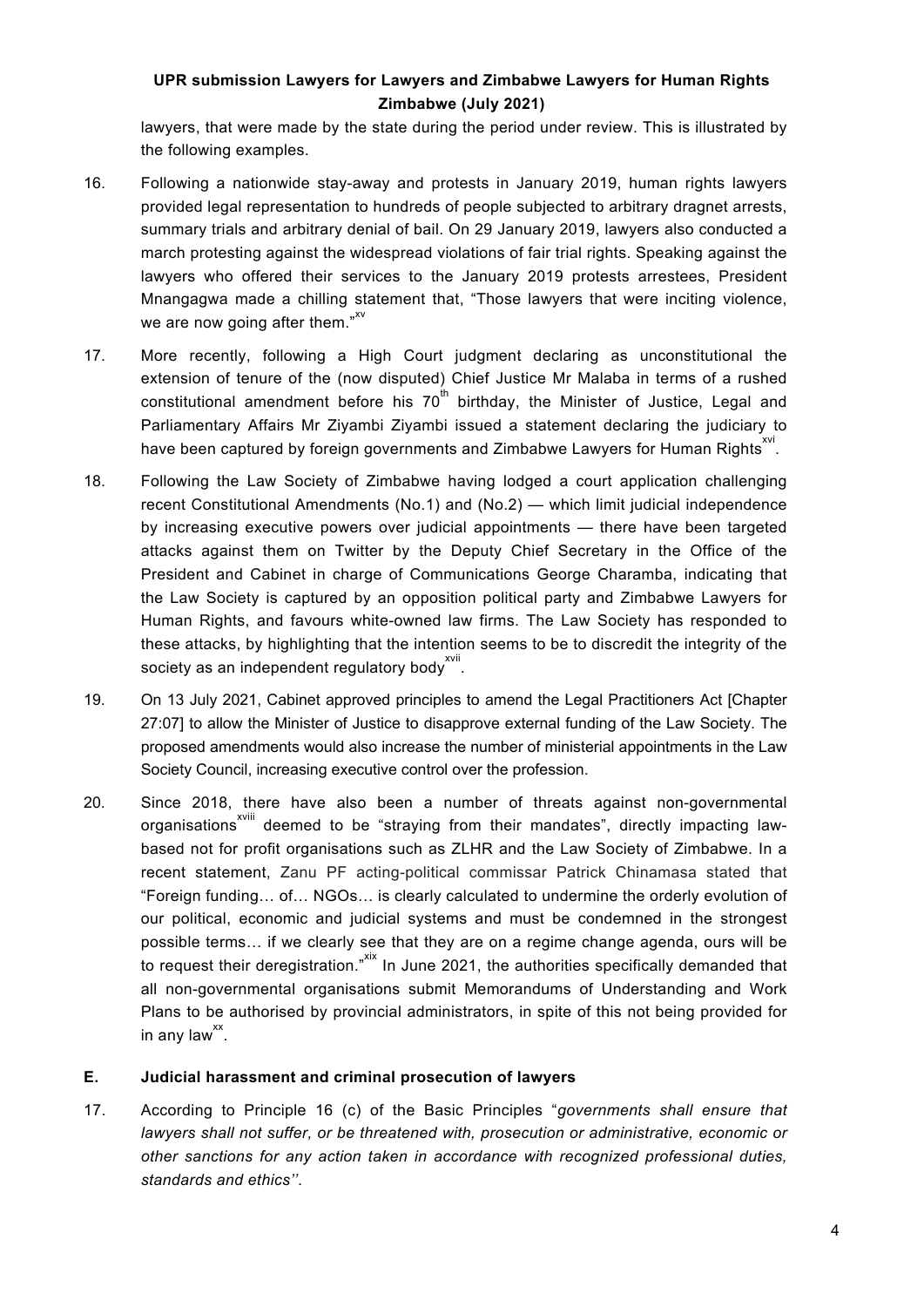lawyers, that were made by the state during the period under review. This is illustrated by the following examples.

16. Following a nationwide stay-away and protests in January 2019, human rights lawyers provided legal representation to hundreds of people subjected to arbitrary dragnet arrests, summary trials and arbitrary denial of bail. On 29 January 2019, lawyers also conducted a march protesting against the widespread violations of fair trial rights. Speaking against the lawyers who offered their services to the January 2019 protests arrestees, President Mnangagwa made a chilling statement that, "Those lawyers that were inciting violence, we are now going after them."[xv]

17. More recently, following a High Court judgment declaring as unconstitutional the extension of tenure of the (now disputed) Chief Justice Mr Malaba in terms of a rushed constitutional amendment before his 70[th] birthday, the Minister of Justice, Legal and Parliamentary Affairs Mr Ziyambi Ziyambi issued a statement declaring the judiciary to have been captured by foreign governments and Zimbabwe Lawyers for Human Rights[xvi].

18. Following the Law Society of Zimbabwe having lodged a court application challenging recent Constitutional Amendments (No.1) and (No.2) — which limit judicial independence by increasing executive powers over judicial appointments — there have been targeted attacks against them on Twitter by the Deputy Chief Secretary in the Office of the President and Cabinet in charge of Communications George Charamba, indicating that the Law Society is captured by an opposition political party and Zimbabwe Lawyers for Human Rights, and favours white-owned law firms. The Law Society has responded to these attacks, by highlighting that the intention seems to be to discredit the integrity of the society as an independent regulatory body[xvii].

19. On 13 July 2021, Cabinet approved principles to amend the Legal Practitioners Act [Chapter 27:07] to allow the Minister of Justice to disapprove external funding of the Law Society. The proposed amendments would also increase the number of ministerial appointments in the Law Society Council, increasing executive control over the profession.

20. Since 2018, there have also been a number of threats against non-governmental organisations[xviii] deemed to be "straying from their mandates", directly impacting law-based not for profit organisations such as ZLHR and the Law Society of Zimbabwe. In a recent statement, Zanu PF acting-political commissar Patrick Chinamasa stated that "Foreign funding… of… NGOs… is clearly calculated to undermine the orderly evolution of our political, economic and judicial systems and must be condemned in the strongest possible terms… if we clearly see that they are on a regime change agenda, ours will be to request their deregistration."[xix] In June 2021, the authorities specifically demanded that all non-governmental organisations submit Memorandums of Understanding and Work Plans to be authorised by provincial administrators, in spite of this not being provided for in any law[xx].

## E. Judicial harassment and criminal prosecution of lawyers

17. According to Principle 16 (c) of the Basic Principles "*governments shall ensure that lawyers shall not suffer, or be threatened with, prosecution or administrative, economic or other sanctions for any action taken in accordance with recognized professional duties, standards and ethics*''.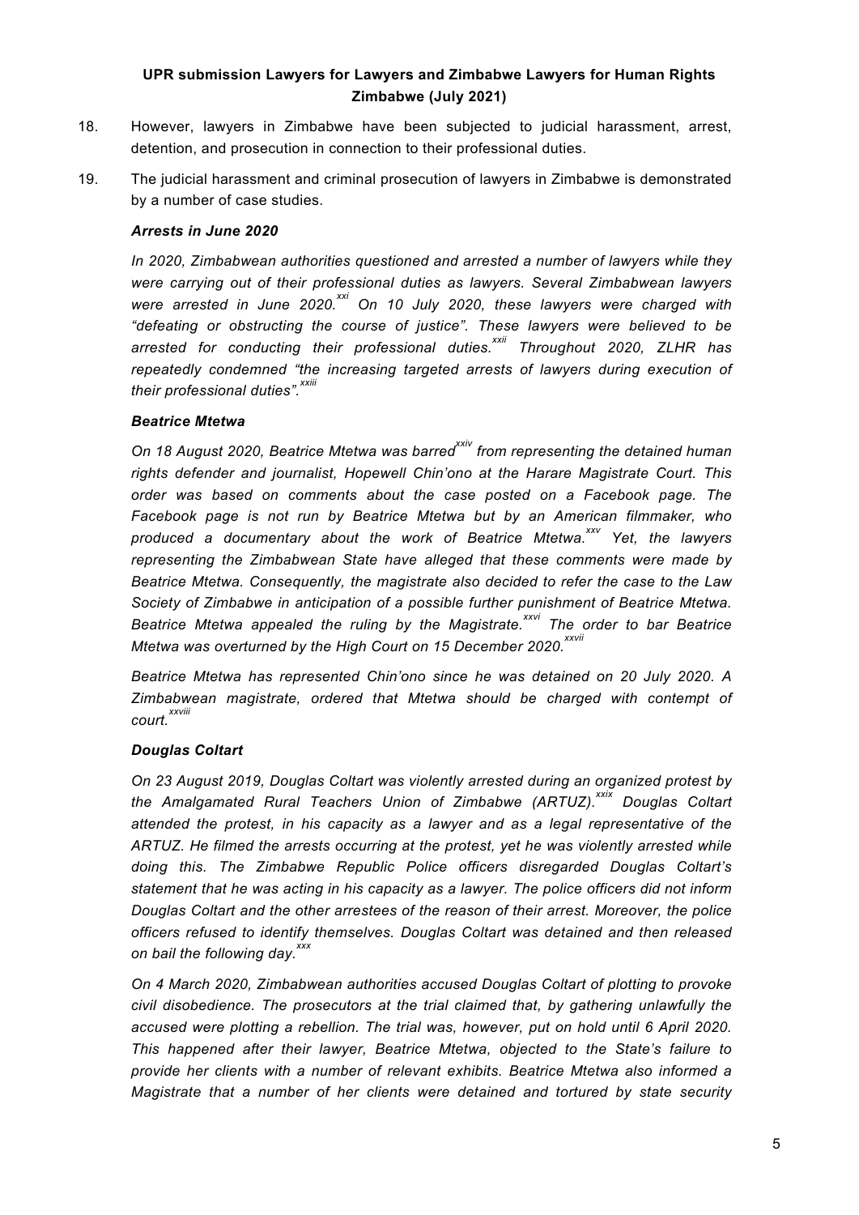18. However, lawyers in Zimbabwe have been subjected to judicial harassment, arrest, detention, and prosecution in connection to their professional duties.

19. The judicial harassment and criminal prosecution of lawyers in Zimbabwe is demonstrated by a number of case studies.

***Arrests in June 2020***

*In 2020, Zimbabwean authorities questioned and arrested a number of lawyers while they were carrying out of their professional duties as lawyers. Several Zimbabwean lawyers were arrested in June 2020.*[xxi] *On 10 July 2020, these lawyers were charged with "defeating or obstructing the course of justice". These lawyers were believed to be arrested for conducting their professional duties.*[xxii] *Throughout 2020, ZLHR has repeatedly condemned "the increasing targeted arrests of lawyers during execution of their professional duties".*[xxiii]

***Beatrice Mtetwa***

*On 18 August 2020, Beatrice Mtetwa was barred*[xxiv] *from representing the detained human rights defender and journalist, Hopewell Chin'ono at the Harare Magistrate Court. This order was based on comments about the case posted on a Facebook page. The Facebook page is not run by Beatrice Mtetwa but by an American filmmaker, who produced a documentary about the work of Beatrice Mtetwa.*[xxv] *Yet, the lawyers representing the Zimbabwean State have alleged that these comments were made by Beatrice Mtetwa. Consequently, the magistrate also decided to refer the case to the Law Society of Zimbabwe in anticipation of a possible further punishment of Beatrice Mtetwa. Beatrice Mtetwa appealed the ruling by the Magistrate.*[xxvi] *The order to bar Beatrice Mtetwa was overturned by the High Court on 15 December 2020.*[xxvii]

*Beatrice Mtetwa has represented Chin'ono since he was detained on 20 July 2020. A Zimbabwean magistrate, ordered that Mtetwa should be charged with contempt of court.*[xxviii]

***Douglas Coltart***

*On 23 August 2019, Douglas Coltart was violently arrested during an organized protest by the Amalgamated Rural Teachers Union of Zimbabwe (ARTUZ).*[xxix] *Douglas Coltart attended the protest, in his capacity as a lawyer and as a legal representative of the ARTUZ. He filmed the arrests occurring at the protest, yet he was violently arrested while doing this. The Zimbabwe Republic Police officers disregarded Douglas Coltart's statement that he was acting in his capacity as a lawyer. The police officers did not inform Douglas Coltart and the other arrestees of the reason of their arrest. Moreover, the police officers refused to identify themselves. Douglas Coltart was detained and then released on bail the following day.*[xxx]

*On 4 March 2020, Zimbabwean authorities accused Douglas Coltart of plotting to provoke civil disobedience. The prosecutors at the trial claimed that, by gathering unlawfully the accused were plotting a rebellion. The trial was, however, put on hold until 6 April 2020. This happened after their lawyer, Beatrice Mtetwa, objected to the State's failure to provide her clients with a number of relevant exhibits. Beatrice Mtetwa also informed a Magistrate that a number of her clients were detained and tortured by state security*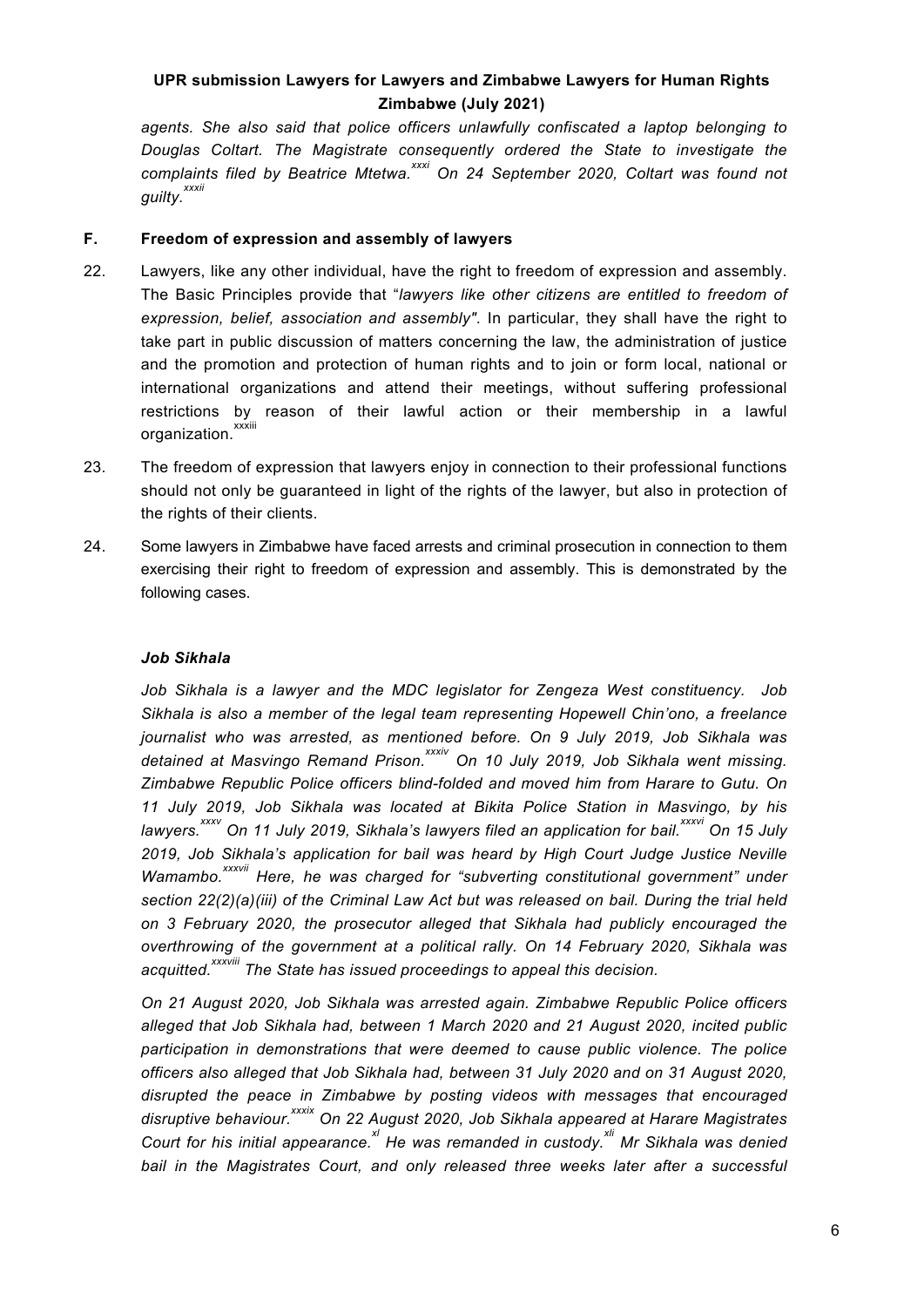*agents. She also said that police officers unlawfully confiscated a laptop belonging to Douglas Coltart. The Magistrate consequently ordered the State to investigate the complaints filed by Beatrice Mtetwa.*[xxxi] *On 24 September 2020, Coltart was found not guilty.*[xxxii]

## F. Freedom of expression and assembly of lawyers

22. Lawyers, like any other individual, have the right to freedom of expression and assembly. The Basic Principles provide that "*lawyers like other citizens are entitled to freedom of expression, belief, association and assembly"*. In particular, they shall have the right to take part in public discussion of matters concerning the law, the administration of justice and the promotion and protection of human rights and to join or form local, national or international organizations and attend their meetings, without suffering professional restrictions by reason of their lawful action or their membership in a lawful organization.[xxxiii]

23. The freedom of expression that lawyers enjoy in connection to their professional functions should not only be guaranteed in light of the rights of the lawyer, but also in protection of the rights of their clients.

24. Some lawyers in Zimbabwe have faced arrests and criminal prosecution in connection to them exercising their right to freedom of expression and assembly. This is demonstrated by the following cases.

### *Job Sikhala*

*Job Sikhala is a lawyer and the MDC legislator for Zengeza West constituency. Job Sikhala is also a member of the legal team representing Hopewell Chin'ono, a freelance journalist who was arrested, as mentioned before. On 9 July 2019, Job Sikhala was detained at Masvingo Remand Prison.*[xxxiv] *On 10 July 2019, Job Sikhala went missing. Zimbabwe Republic Police officers blind-folded and moved him from Harare to Gutu. On 11 July 2019, Job Sikhala was located at Bikita Police Station in Masvingo, by his lawyers.*[xxxv] *On 11 July 2019, Sikhala's lawyers filed an application for bail.*[xxxvi] *On 15 July 2019, Job Sikhala's application for bail was heard by High Court Judge Justice Neville Wamambo.*[xxxvii] *Here, he was charged for "subverting constitutional government" under section 22(2)(a)(iii) of the Criminal Law Act but was released on bail. During the trial held on 3 February 2020, the prosecutor alleged that Sikhala had publicly encouraged the overthrowing of the government at a political rally. On 14 February 2020, Sikhala was acquitted.*[xxxviii] *The State has issued proceedings to appeal this decision.*

*On 21 August 2020, Job Sikhala was arrested again. Zimbabwe Republic Police officers alleged that Job Sikhala had, between 1 March 2020 and 21 August 2020, incited public participation in demonstrations that were deemed to cause public violence. The police officers also alleged that Job Sikhala had, between 31 July 2020 and on 31 August 2020, disrupted the peace in Zimbabwe by posting videos with messages that encouraged disruptive behaviour.*[xxxix] *On 22 August 2020, Job Sikhala appeared at Harare Magistrates Court for his initial appearance.*[xl] *He was remanded in custody.*[xli] *Mr Sikhala was denied bail in the Magistrates Court, and only released three weeks later after a successful*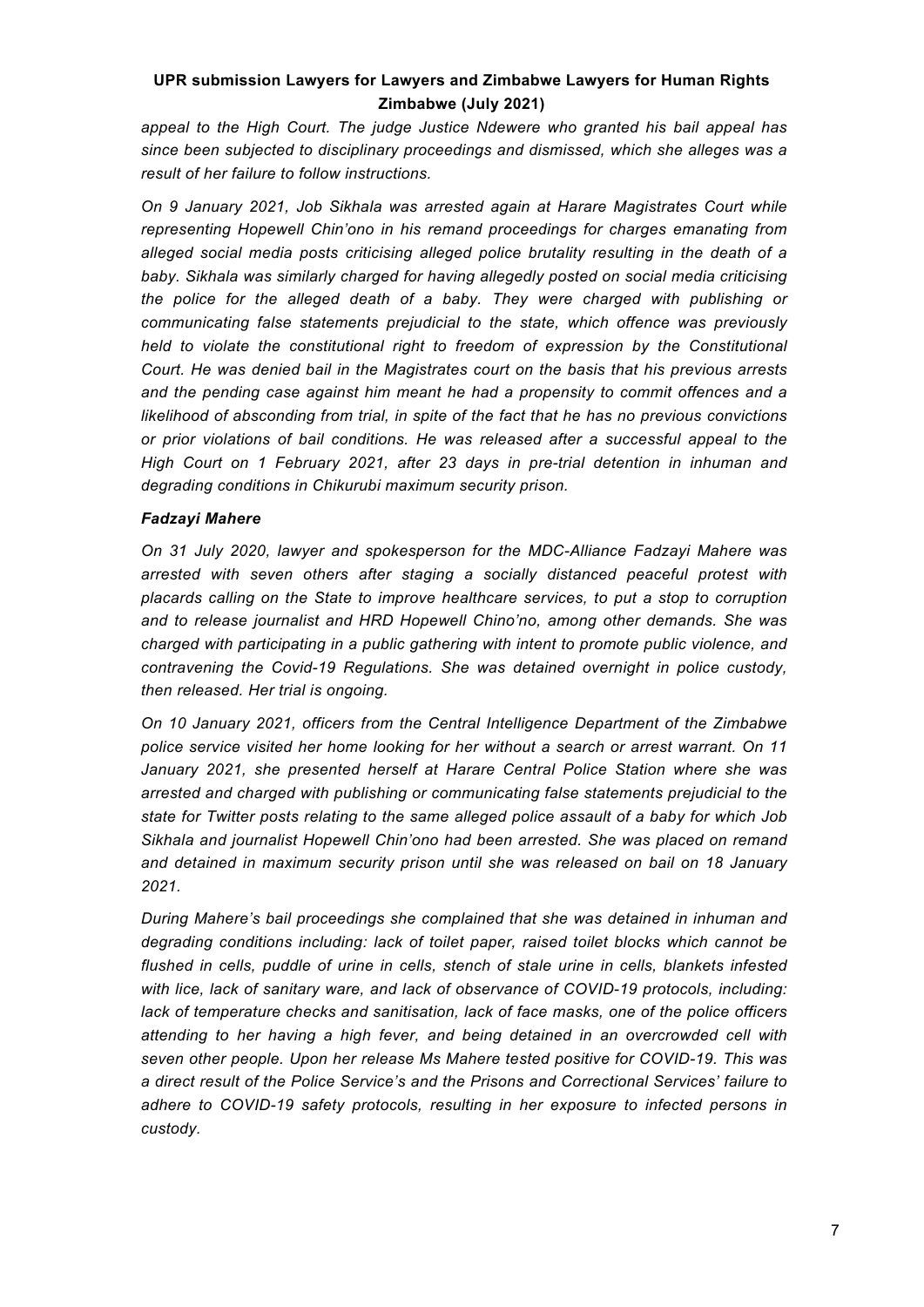*appeal to the High Court. The judge Justice Ndewere who granted his bail appeal has since been subjected to disciplinary proceedings and dismissed, which she alleges was a result of her failure to follow instructions.*

*On 9 January 2021, Job Sikhala was arrested again at Harare Magistrates Court while representing Hopewell Chin'ono in his remand proceedings for charges emanating from alleged social media posts criticising alleged police brutality resulting in the death of a baby. Sikhala was similarly charged for having allegedly posted on social media criticising the police for the alleged death of a baby. They were charged with publishing or communicating false statements prejudicial to the state, which offence was previously held to violate the constitutional right to freedom of expression by the Constitutional Court. He was denied bail in the Magistrates court on the basis that his previous arrests and the pending case against him meant he had a propensity to commit offences and a likelihood of absconding from trial, in spite of the fact that he has no previous convictions or prior violations of bail conditions. He was released after a successful appeal to the High Court on 1 February 2021, after 23 days in pre-trial detention in inhuman and degrading conditions in Chikurubi maximum security prison.*

***Fadzayi Mahere***

*On 31 July 2020, lawyer and spokesperson for the MDC-Alliance Fadzayi Mahere was arrested with seven others after staging a socially distanced peaceful protest with placards calling on the State to improve healthcare services, to put a stop to corruption and to release journalist and HRD Hopewell Chino'no, among other demands. She was charged with participating in a public gathering with intent to promote public violence, and contravening the Covid-19 Regulations. She was detained overnight in police custody, then released. Her trial is ongoing.*

*On 10 January 2021, officers from the Central Intelligence Department of the Zimbabwe police service visited her home looking for her without a search or arrest warrant. On 11 January 2021, she presented herself at Harare Central Police Station where she was arrested and charged with publishing or communicating false statements prejudicial to the state for Twitter posts relating to the same alleged police assault of a baby for which Job Sikhala and journalist Hopewell Chin'ono had been arrested. She was placed on remand and detained in maximum security prison until she was released on bail on 18 January 2021.*

*During Mahere's bail proceedings she complained that she was detained in inhuman and degrading conditions including: lack of toilet paper, raised toilet blocks which cannot be flushed in cells, puddle of urine in cells, stench of stale urine in cells, blankets infested with lice, lack of sanitary ware, and lack of observance of COVID-19 protocols, including: lack of temperature checks and sanitisation, lack of face masks, one of the police officers attending to her having a high fever, and being detained in an overcrowded cell with seven other people. Upon her release Ms Mahere tested positive for COVID-19. This was a direct result of the Police Service's and the Prisons and Correctional Services' failure to adhere to COVID-19 safety protocols, resulting in her exposure to infected persons in custody.*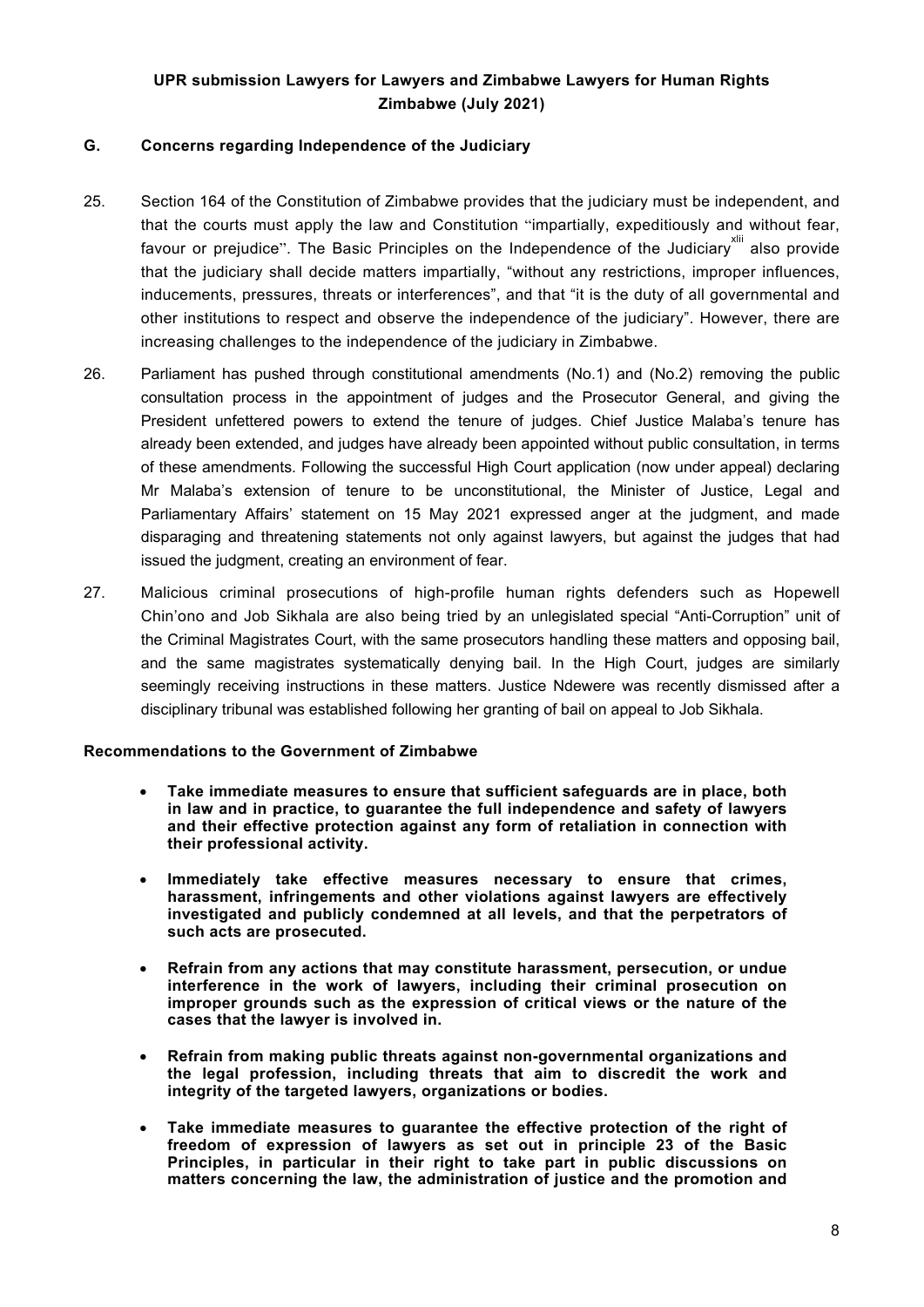## G. Concerns regarding Independence of the Judiciary

25. Section 164 of the Constitution of Zimbabwe provides that the judiciary must be independent, and that the courts must apply the law and Constitution "impartially, expeditiously and without fear, favour or prejudice". The Basic Principles on the Independence of the Judiciary[xlii] also provide that the judiciary shall decide matters impartially, "without any restrictions, improper influences, inducements, pressures, threats or interferences", and that "it is the duty of all governmental and other institutions to respect and observe the independence of the judiciary". However, there are increasing challenges to the independence of the judiciary in Zimbabwe.

26. Parliament has pushed through constitutional amendments (No.1) and (No.2) removing the public consultation process in the appointment of judges and the Prosecutor General, and giving the President unfettered powers to extend the tenure of judges. Chief Justice Malaba's tenure has already been extended, and judges have already been appointed without public consultation, in terms of these amendments. Following the successful High Court application (now under appeal) declaring Mr Malaba's extension of tenure to be unconstitutional, the Minister of Justice, Legal and Parliamentary Affairs' statement on 15 May 2021 expressed anger at the judgment, and made disparaging and threatening statements not only against lawyers, but against the judges that had issued the judgment, creating an environment of fear.

27. Malicious criminal prosecutions of high-profile human rights defenders such as Hopewell Chin'ono and Job Sikhala are also being tried by an unlegislated special "Anti-Corruption" unit of the Criminal Magistrates Court, with the same prosecutors handling these matters and opposing bail, and the same magistrates systematically denying bail. In the High Court, judges are similarly seemingly receiving instructions in these matters. Justice Ndewere was recently dismissed after a disciplinary tribunal was established following her granting of bail on appeal to Job Sikhala.

**Recommendations to the Government of Zimbabwe**

- **Take immediate measures to ensure that sufficient safeguards are in place, both in law and in practice, to guarantee the full independence and safety of lawyers and their effective protection against any form of retaliation in connection with their professional activity.**
- **Immediately take effective measures necessary to ensure that crimes, harassment, infringements and other violations against lawyers are effectively investigated and publicly condemned at all levels, and that the perpetrators of such acts are prosecuted.**
- **Refrain from any actions that may constitute harassment, persecution, or undue interference in the work of lawyers, including their criminal prosecution on improper grounds such as the expression of critical views or the nature of the cases that the lawyer is involved in.**
- **Refrain from making public threats against non-governmental organizations and the legal profession, including threats that aim to discredit the work and integrity of the targeted lawyers, organizations or bodies.**
- **Take immediate measures to guarantee the effective protection of the right of freedom of expression of lawyers as set out in principle 23 of the Basic Principles, in particular in their right to take part in public discussions on matters concerning the law, the administration of justice and the promotion and**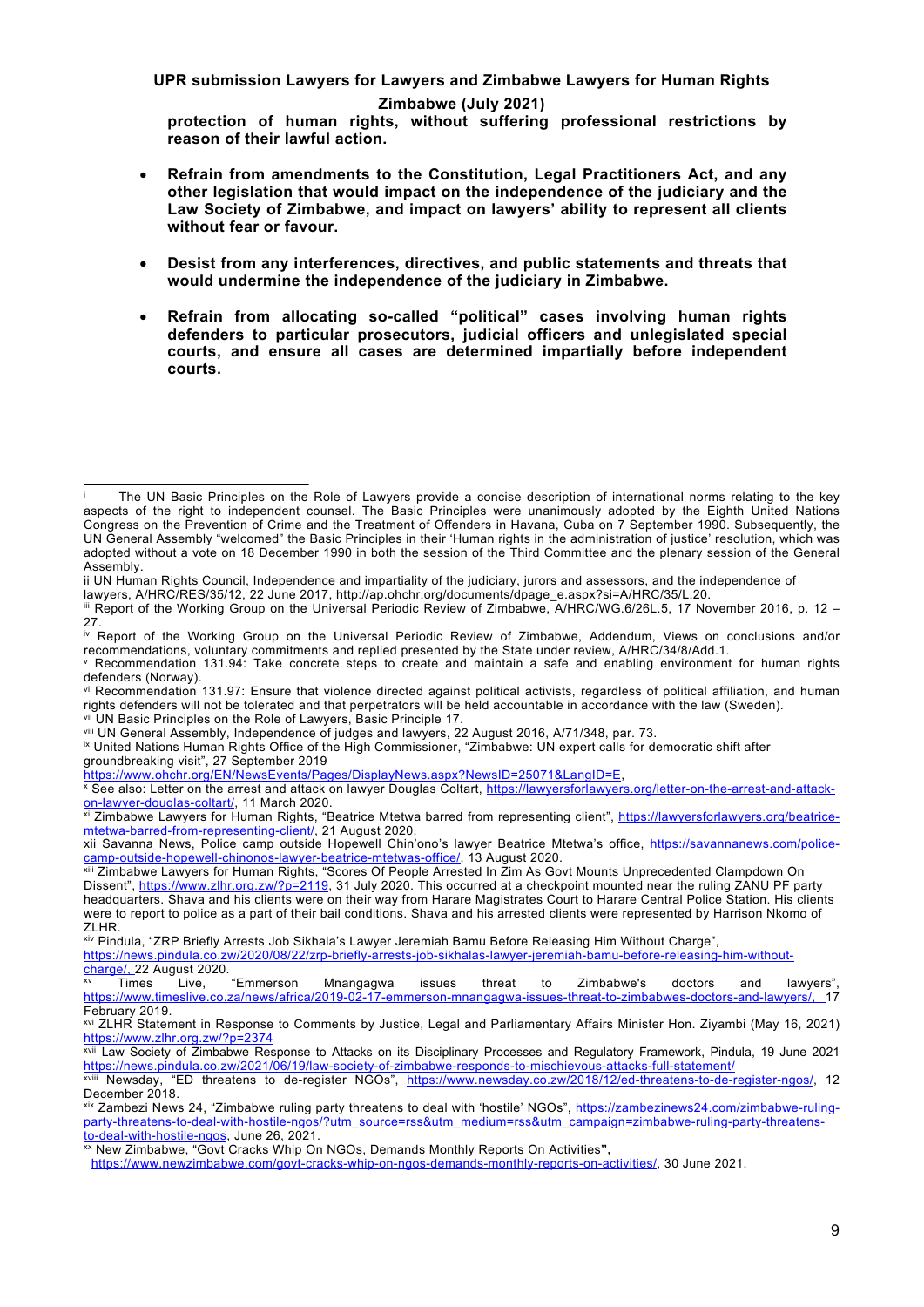**protection of human rights, without suffering professional restrictions by reason of their lawful action.**

- **Refrain from amendments to the Constitution, Legal Practitioners Act, and any other legislation that would impact on the independence of the judiciary and the Law Society of Zimbabwe, and impact on lawyers' ability to represent all clients without fear or favour.**

- **Desist from any interferences, directives, and public statements and threats that would undermine the independence of the judiciary in Zimbabwe.**

- **Refrain from allocating so-called "political" cases involving human rights defenders to particular prosecutors, judicial officers and unlegislated special courts, and ensure all cases are determined impartially before independent courts.**

---

[i] The UN Basic Principles on the Role of Lawyers provide a concise description of international norms relating to the key aspects of the right to independent counsel. The Basic Principles were unanimously adopted by the Eighth United Nations Congress on the Prevention of Crime and the Treatment of Offenders in Havana, Cuba on 7 September 1990. Subsequently, the UN General Assembly "welcomed" the Basic Principles in their 'Human rights in the administration of justice' resolution, which was adopted without a vote on 18 December 1990 in both the session of the Third Committee and the plenary session of the General Assembly.

ii UN Human Rights Council, Independence and impartiality of the judiciary, jurors and assessors, and the independence of lawyers, A/HRC/RES/35/12, 22 June 2017, http://ap.ohchr.org/documents/dpage_e.aspx?si=A/HRC/35/L.20.

[iii] Report of the Working Group on the Universal Periodic Review of Zimbabwe, A/HRC/WG.6/26L.5, 17 November 2016, p. 12 – 27.

[iv] Report of the Working Group on the Universal Periodic Review of Zimbabwe, Addendum, Views on conclusions and/or recommendations, voluntary commitments and replied presented by the State under review, A/HRC/34/8/Add.1.

[v] Recommendation 131.94: Take concrete steps to create and maintain a safe and enabling environment for human rights defenders (Norway).

[vi] Recommendation 131.97: Ensure that violence directed against political activists, regardless of political affiliation, and human rights defenders will not be tolerated and that perpetrators will be held accountable in accordance with the law (Sweden).

[vii] UN Basic Principles on the Role of Lawyers, Basic Principle 17.

[viii] UN General Assembly, Independence of judges and lawyers, 22 August 2016, A/71/348, par. 73.

[ix] United Nations Human Rights Office of the High Commissioner, "Zimbabwe: UN expert calls for democratic shift after groundbreaking visit", 27 September 2019 https://www.ohchr.org/EN/NewsEvents/Pages/DisplayNews.aspx?NewsID=25071&LangID=E,

[x] See also: Letter on the arrest and attack on lawyer Douglas Coltart, https://lawyersforlawyers.org/letter-on-the-arrest-and-attack-on-lawyer-douglas-coltart/, 11 March 2020.

[xi] Zimbabwe Lawyers for Human Rights, "Beatrice Mtetwa barred from representing client", https://lawyersforlawyers.org/beatrice-mtetwa-barred-from-representing-client/, 21 August 2020.

xii Savanna News, Police camp outside Hopewell Chin'ono's lawyer Beatrice Mtetwa's office, https://savannanews.com/police-camp-outside-hopewell-chinonos-lawyer-beatrice-mtetwas-office/, 13 August 2020.

[xiii] Zimbabwe Lawyers for Human Rights, "Scores Of People Arrested In Zim As Govt Mounts Unprecedented Clampdown On Dissent", https://www.zlhr.org.zw/?p=2119, 31 July 2020. This occurred at a checkpoint mounted near the ruling ZANU PF party headquarters. Shava and his clients were on their way from Harare Magistrates Court to Harare Central Police Station. His clients were to report to police as a part of their bail conditions. Shava and his arrested clients were represented by Harrison Nkomo of ZLHR.

[xiv] Pindula, "ZRP Briefly Arrests Job Sikhala's Lawyer Jeremiah Bamu Before Releasing Him Without Charge", https://news.pindula.co.zw/2020/08/22/zrp-briefly-arrests-job-sikhalas-lawyer-jeremiah-bamu-before-releasing-him-without-charge/, 22 August 2020.

[xv] Times Live, "Emmerson Mnangagwa issues threat to Zimbabwe's doctors and lawyers", https://www.timeslive.co.za/news/africa/2019-02-17-emmerson-mnangagwa-issues-threat-to-zimbabwes-doctors-and-lawyers/, 17 February 2019.

[xvi] ZLHR Statement in Response to Comments by Justice, Legal and Parliamentary Affairs Minister Hon. Ziyambi (May 16, 2021) https://www.zlhr.org.zw/?p=2374

[xvii] Law Society of Zimbabwe Response to Attacks on its Disciplinary Processes and Regulatory Framework, Pindula, 19 June 2021 https://news.pindula.co.zw/2021/06/19/law-society-of-zimbabwe-responds-to-mischievous-attacks-full-statement/

[xviii] Newsday, "ED threatens to de-register NGOs", https://www.newsday.co.zw/2018/12/ed-threatens-to-de-register-ngos/, 12 December 2018.

[xix] Zambezi News 24, "Zimbabwe ruling party threatens to deal with 'hostile' NGOs", https://zambezinews24.com/zimbabwe-ruling-party-threatens-to-deal-with-hostile-ngos/?utm_source=rss&utm_medium=rss&utm_campaign=zimbabwe-ruling-party-threatens-to-deal-with-hostile-ngos, June 26, 2021.

[xx] New Zimbabwe, "Govt Cracks Whip On NGOs, Demands Monthly Reports On Activities", https://www.newzimbabwe.com/govt-cracks-whip-on-ngos-demands-monthly-reports-on-activities/, 30 June 2021.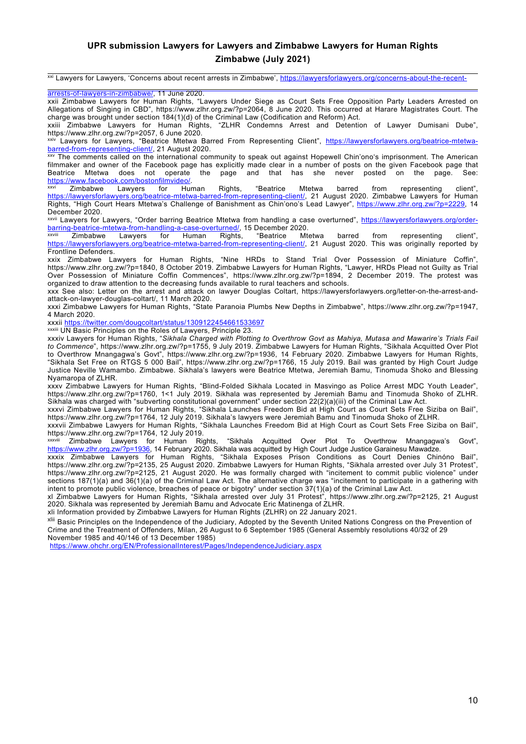[xxi] Lawyers for Lawyers, 'Concerns about recent arrests in Zimbabwe', https://lawyersforlawyers.org/concerns-about-the-recent-arrests-of-lawyers-in-zimbabwe/, 11 June 2020.

xxii Zimbabwe Lawyers for Human Rights, "Lawyers Under Siege as Court Sets Free Opposition Party Leaders Arrested on Allegations of Singing in CBD", https://www.zlhr.org.zw/?p=2064, 8 June 2020. This occurred at Harare Magistrates Court. The charge was brought under section 184(1)(d) of the Criminal Law (Codification and Reform) Act.

xxiii Zimbabwe Lawyers for Human Rights, "ZLHR Condemns Arrest and Detention of Lawyer Dumisani Dube", https://www.zlhr.org.zw/?p=2057, 6 June 2020.

[xxiv] Lawyers for Lawyers, "Beatrice Mtetwa Barred From Representing Client", https://lawyersforlawyers.org/beatrice-mtetwa-barred-from-representing-client/, 21 August 2020.

[xxv] The comments called on the international community to speak out against Hopewell Chin'ono's imprisonment. The American filmmaker and owner of the Facebook page has explicitly made clear in a number of posts on the given Facebook page that Beatrice Mtetwa does not operate the page and that has she never posted on the page. See: https://www.facebook.com/bostonfilmvideo/.

[xxvi] Zimbabwe Lawyers for Human Rights, "Beatrice Mtetwa barred from representing client", https://lawyersforlawyers.org/beatrice-mtetwa-barred-from-representing-client/, 21 August 2020. Zimbabwe Lawyers for Human Rights, "High Court Hears Mtetwa's Challenge of Banishment as Chin'ono's Lead Lawyer", https://www.zlhr.org.zw/?p=2229, 14 December 2020.

[xxvii] Lawyers for Lawyers, "Order barring Beatrice Mtetwa from handling a case overturned", https://lawyersforlawyers.org/order-barring-beatrice-mtetwa-from-handling-a-case-overturned/, 15 December 2020.

[xxviii] Zimbabwe Lawyers for Human Rights, "Beatrice Mtetwa barred from representing client", https://lawyersforlawyers.org/beatrice-mtetwa-barred-from-representing-client/, 21 August 2020. This was originally reported by Frontline Defenders.

xxix Zimbabwe Lawyers for Human Rights, "Nine HRDs to Stand Trial Over Possession of Miniature Coffin", https://www.zlhr.org.zw/?p=1840, 8 October 2019. Zimbabwe Lawyers for Human Rights, "Lawyer, HRDs Plead not Guilty as Trial Over Possession of Miniature Coffin Commences", https://www.zlhr.org.zw/?p=1894, 2 December 2019. The protest was organized to draw attention to the decreasing funds available to rural teachers and schools.

xxx See also: Letter on the arrest and attack on lawyer Douglas Coltart, https://lawyersforlawyers.org/letter-on-the-arrest-and-attack-on-lawyer-douglas-coltart/, 11 March 2020.

xxxi Zimbabwe Lawyers for Human Rights, "State Paranoia Plumbs New Depths in Zimbabwe", https://www.zlhr.org.zw/?p=1947, 4 March 2020.

xxxii https://twitter.com/dougcoltart/status/1309122454661533697

[xxxiii] UN Basic Principles on the Roles of Lawyers, Principle 23.

xxxiv Lawyers for Human Rights, "*Sikhala Charged with Plotting to Overthrow Govt as Mahiya, Mutasa and Mawarire's Trials Fail to Commence*", https://www.zlhr.org.zw/?p=1755, 9 July 2019. Zimbabwe Lawyers for Human Rights, "Sikhala Acquitted Over Plot to Overthrow Mnangagwa's Govt", https://www.zlhr.org.zw/?p=1936, 14 February 2020. Zimbabwe Lawyers for Human Rights, "Sikhala Set Free on RTGS 5 000 Bail", https://www.zlhr.org.zw/?p=1766, 15 July 2019. Bail was granted by High Court Judge Justice Neville Wamambo. Zimbabwe. Sikhala's lawyers were Beatrice Mtetwa, Jeremiah Bamu, Tinomuda Shoko and Blessing Nyamaropa of ZLHR.

xxxv Zimbabwe Lawyers for Human Rights, "Blind-Folded Sikhala Located in Masvingo as Police Arrest MDC Youth Leader", https://www.zlhr.org.zw/?p=1760, 1<1 July 2019. Sikhala was represented by Jeremiah Bamu and Tinomuda Shoko of ZLHR. Sikhala was charged with "subverting constitutional government" under section 22(2)(a)(iii) of the Criminal Law Act.

xxxvi Zimbabwe Lawyers for Human Rights, "Sikhala Launches Freedom Bid at High Court as Court Sets Free Siziba on Bail", https://www.zlhr.org.zw/?p=1764, 12 July 2019. Sikhala's lawyers were Jeremiah Bamu and Tinomuda Shoko of ZLHR.

xxxvii Zimbabwe Lawyers for Human Rights, "Sikhala Launches Freedom Bid at High Court as Court Sets Free Siziba on Bail", https://www.zlhr.org.zw/?p=1764, 12 July 2019.

[xxxviii] Zimbabwe Lawyers for Human Rights, "Sikhala Acquitted Over Plot To Overthrow Mnangagwa's Govt", https://www.zlhr.org.zw/?p=1936, 14 February 2020. Sikhala was acquitted by High Court Judge Justice Garainesu Mawadze.

xxxix Zimbabwe Lawyers for Human Rights, "Sikhala Exposes Prison Conditions as Court Denies Chinóno Bail", https://www.zlhr.org.zw/?p=2135, 25 August 2020. Zimbabwe Lawyers for Human Rights, "Sikhala arrested over July 31 Protest", https://www.zlhr.org.zw/?p=2125, 21 August 2020. He was formally charged with "incitement to commit public violence" under sections 187(1)(a) and 36(1)(a) of the Criminal Law Act. The alternative charge was "incitement to participate in a gathering with intent to promote public violence, breaches of peace or bigotry" under section 37(1)(a) of the Criminal Law Act.

xl Zimbabwe Lawyers for Human Rights, "Sikhala arrested over July 31 Protest", https://www.zlhr.org.zw/?p=2125, 21 August 2020. Sikhala was represented by Jeremiah Bamu and Advocate Eric Matinenga of ZLHR.

xli Information provided by Zimbabwe Lawyers for Human Rights (ZLHR) on 22 January 2021.

[xlii] Basic Principles on the Independence of the Judiciary, Adopted by the Seventh United Nations Congress on the Prevention of Crime and the Treatment of Offenders, Milan, 26 August to 6 September 1985 (General Assembly resolutions 40/32 of 29 November 1985 and 40/146 of 13 December 1985)
https://www.ohchr.org/EN/ProfessionalInterest/Pages/IndependenceJudiciary.aspx